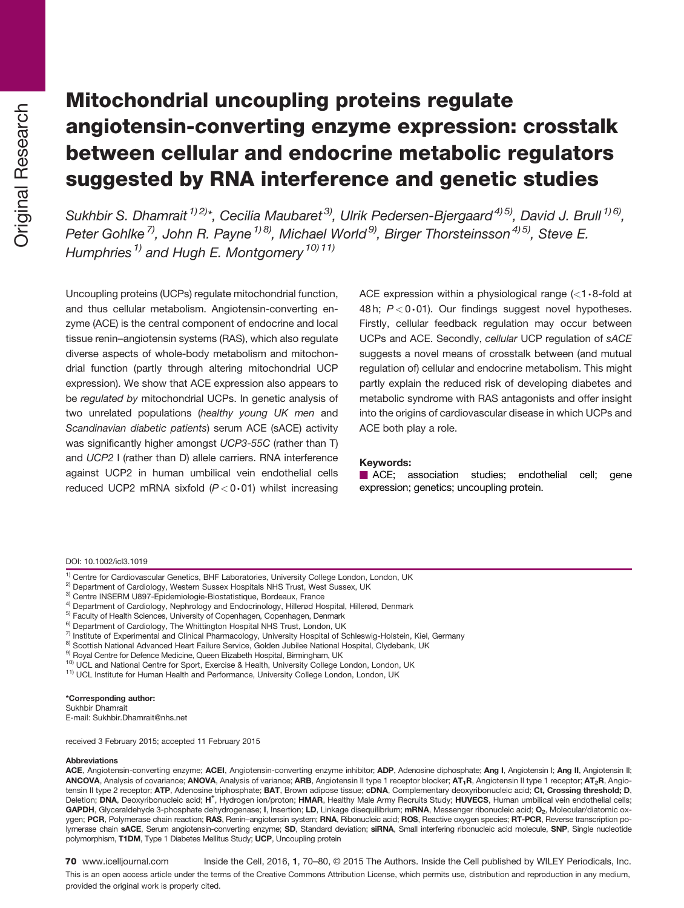Original Research

# Mitochondrial uncoupling proteins regulate angiotensin-converting enzyme expression: crosstalk between cellular and endocrine metabolic regulators suggested by RNA interference and genetic studies

*Sukhbir S. Dhamrait [1) 2)]\*, Cecilia Maubaret [3)], Ulrik Pedersen-Bjergaard [4) 5)], David J. Brull [1) 6)], Peter Gohlke [7)], John R. Payne [1) 8)], Michael World [9)], Birger Thorsteinsson [4) 5)], Steve E. Humphries [1)] and Hugh E. Montgomery [10) 11)]*

Uncoupling proteins (UCPs) regulate mitochondrial function, and thus cellular metabolism. Angiotensin-converting enzyme (ACE) is the central component of endocrine and local tissue renin–angiotensin systems (RAS), which also regulate diverse aspects of whole-body metabolism and mitochondrial function (partly through altering mitochondrial UCP expression). We show that ACE expression also appears to be *regulated by* mitochondrial UCPs. In genetic analysis of two unrelated populations (*healthy young UK men* and *Scandinavian diabetic patients*) serum ACE (sACE) activity was significantly higher amongst *UCP3-55C* (rather than T) and *UCP2* I (rather than D) allele carriers. RNA interference against UCP2 in human umbilical vein endothelial cells reduced UCP2 mRNA sixfold ($P < 0{\cdot}01$) whilst increasing ACE expression within a physiological range (<1·8-fold at 48 h; $P < 0{\cdot}01$). Our findings suggest novel hypotheses. Firstly, cellular feedback regulation may occur between UCPs and ACE. Secondly, *cellular* UCP regulation of *sACE* suggests a novel means of crosstalk between (and mutual regulation of) cellular and endocrine metabolism. This might partly explain the reduced risk of developing diabetes and metabolic syndrome with RAS antagonists and offer insight into the origins of cardiovascular disease in which UCPs and ACE both play a role.

**Keywords:**
ACE; association studies; endothelial cell; gene expression; genetics; uncoupling protein.

DOI: 10.1002/icl3.1019

[1)] Centre for Cardiovascular Genetics, BHF Laboratories, University College London, London, UK
[2)] Department of Cardiology, Western Sussex Hospitals NHS Trust, West Sussex, UK
[3)] Centre INSERM U897-Epidemiologie-Biostatistique, Bordeaux, France
[4)] Department of Cardiology, Nephrology and Endocrinology, Hillerød Hospital, Hillerød, Denmark
[5)] Faculty of Health Sciences, University of Copenhagen, Copenhagen, Denmark
[6)] Department of Cardiology, The Whittington Hospital NHS Trust, London, UK
[7)] Institute of Experimental and Clinical Pharmacology, University Hospital of Schleswig-Holstein, Kiel, Germany
[8)] Scottish National Advanced Heart Failure Service, Golden Jubilee National Hospital, Clydebank, UK
[9)] Royal Centre for Defence Medicine, Queen Elizabeth Hospital, Birmingham, UK
[10)] UCL and National Centre for Sport, Exercise & Health, University College London, London, UK
[11)] UCL Institute for Human Health and Performance, University College London, London, UK

**\*Corresponding author:**
Sukhbir Dhamrait
E-mail: Sukhbir.Dhamrait@nhs.net

received 3 February 2015; accepted 11 February 2015

**Abbreviations**
**ACE**, Angiotensin-converting enzyme; **ACEI**, Angiotensin-converting enzyme inhibitor; **ADP**, Adenosine diphosphate; **Ang I**, Angiotensin I; **Ang II**, Angiotensin II; **ANCOVA**, Analysis of covariance; **ANOVA**, Analysis of variance; **ARB**, Angiotensin II type 1 receptor blocker; **$AT_1R$**, Angiotensin II type 1 receptor; **$AT_2R$**, Angiotensin II type 2 receptor; **ATP**, Adenosine triphosphate; **BAT**, Brown adipose tissue; **cDNA**, Complementary deoxyribonucleic acid; **Ct, Crossing threshold; D**, Deletion; **DNA**, Deoxyribonucleic acid; **$H^+$**, Hydrogen ion/proton; **HMAR**, Healthy Male Army Recruits Study; **HUVECS**, Human umbilical vein endothelial cells; **GAPDH**, Glyceraldehyde 3-phosphate dehydrogenase; **I**, Insertion; **LD**, Linkage disequilibrium; **mRNA**, Messenger ribonucleic acid; **$O_2$**, Molecular/diatomic oxygen; **PCR**, Polymerase chain reaction; **RAS**, Renin–angiotensin system; **RNA**, Ribonucleic acid; **ROS**, Reactive oxygen species; **RT-PCR**, Reverse transcription polymerase chain **sACE**, Serum angiotensin-converting enzyme; **SD**, Standard deviation; **siRNA**, Small interfering ribonucleic acid molecule, **SNP**, Single nucleotide polymorphism, **T1DM**, Type 1 Diabetes Mellitus Study; **UCP**, Uncoupling protein

This is an open access article under the terms of the Creative Commons Attribution License, which permits use, distribution and reproduction in any medium, provided the original work is properly cited.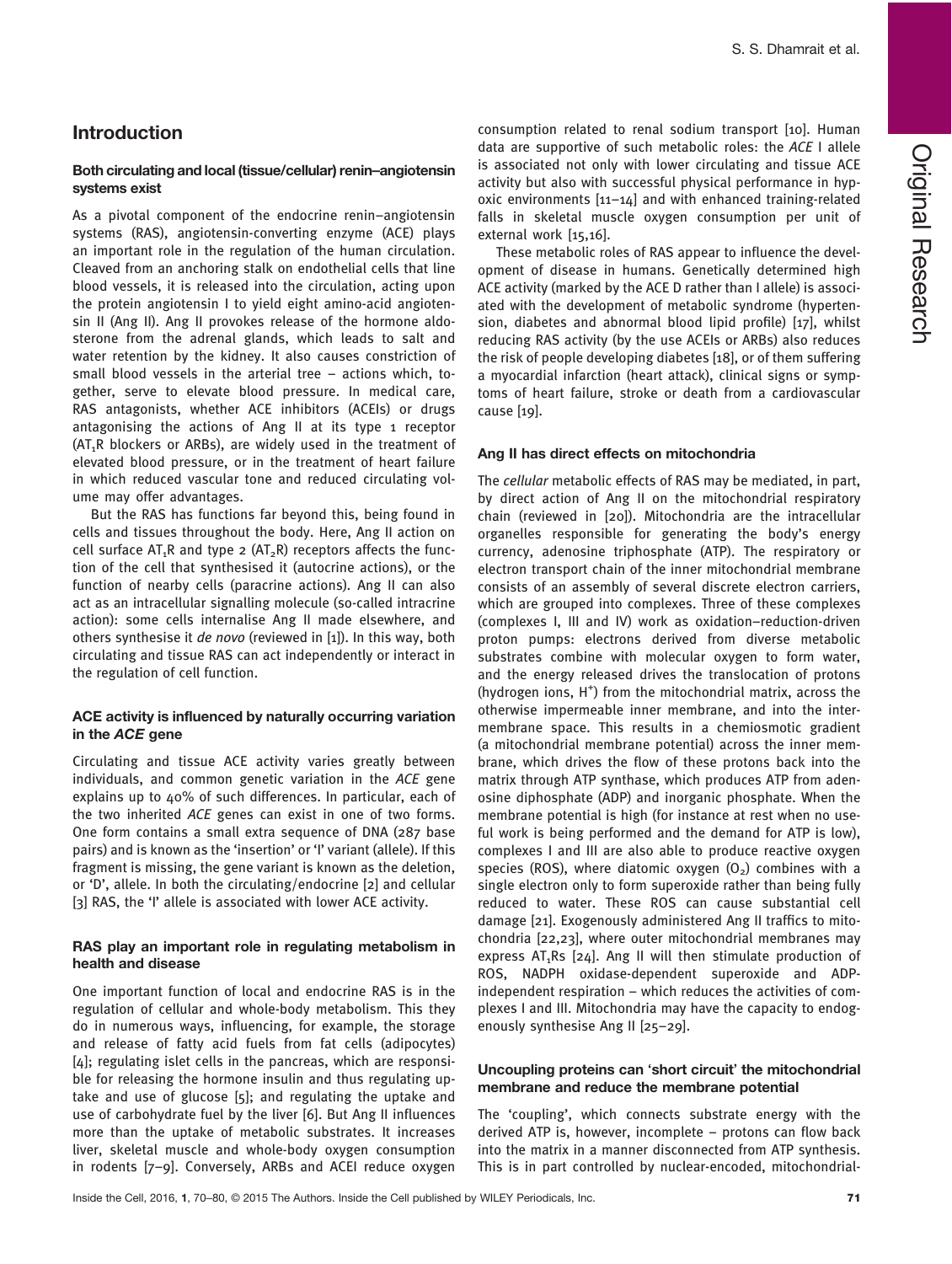## Introduction

### Both circulating and local (tissue/cellular) renin–angiotensin systems exist

As a pivotal component of the endocrine renin–angiotensin systems (RAS), angiotensin-converting enzyme (ACE) plays an important role in the regulation of the human circulation. Cleaved from an anchoring stalk on endothelial cells that line blood vessels, it is released into the circulation, acting upon the protein angiotensin I to yield eight amino-acid angiotensin II (Ang II). Ang II provokes release of the hormone aldosterone from the adrenal glands, which leads to salt and water retention by the kidney. It also causes constriction of small blood vessels in the arterial tree – actions which, together, serve to elevate blood pressure. In medical care, RAS antagonists, whether ACE inhibitors (ACEIs) or drugs antagonising the actions of Ang II at its type 1 receptor ($AT_1R$ blockers or ARBs), are widely used in the treatment of elevated blood pressure, or in the treatment of heart failure in which reduced vascular tone and reduced circulating volume may offer advantages.

But the RAS has functions far beyond this, being found in cells and tissues throughout the body. Here, Ang II action on cell surface $AT_1R$ and type 2 ($AT_2R$) receptors affects the function of the cell that synthesised it (autocrine actions), or the function of nearby cells (paracrine actions). Ang II can also act as an intracellular signalling molecule (so-called intracrine action): some cells internalise Ang II made elsewhere, and others synthesise it *de novo* (reviewed in [1]). In this way, both circulating and tissue RAS can act independently or interact in the regulation of cell function.

### ACE activity is influenced by naturally occurring variation in the *ACE* gene

Circulating and tissue ACE activity varies greatly between individuals, and common genetic variation in the *ACE* gene explains up to 40% of such differences. In particular, each of the two inherited *ACE* genes can exist in one of two forms. One form contains a small extra sequence of DNA (287 base pairs) and is known as the 'insertion' or 'I' variant (allele). If this fragment is missing, the gene variant is known as the deletion, or 'D', allele. In both the circulating/endocrine [2] and cellular [3] RAS, the 'I' allele is associated with lower ACE activity.

### RAS play an important role in regulating metabolism in health and disease

One important function of local and endocrine RAS is in the regulation of cellular and whole-body metabolism. This they do in numerous ways, influencing, for example, the storage and release of fatty acid fuels from fat cells (adipocytes) [4]; regulating islet cells in the pancreas, which are responsible for releasing the hormone insulin and thus regulating uptake and use of glucose [5]; and regulating the uptake and use of carbohydrate fuel by the liver [6]. But Ang II influences more than the uptake of metabolic substrates. It increases liver, skeletal muscle and whole-body oxygen consumption in rodents [7–9]. Conversely, ARBs and ACEI reduce oxygen consumption related to renal sodium transport [10]. Human data are supportive of such metabolic roles: the *ACE* I allele is associated not only with lower circulating and tissue ACE activity but also with successful physical performance in hypoxic environments [11–14] and with enhanced training-related falls in skeletal muscle oxygen consumption per unit of external work [15,16].

These metabolic roles of RAS appear to influence the development of disease in humans. Genetically determined high ACE activity (marked by the ACE D rather than I allele) is associated with the development of metabolic syndrome (hypertension, diabetes and abnormal blood lipid profile) [17], whilst reducing RAS activity (by the use ACEIs or ARBs) also reduces the risk of people developing diabetes [18], or of them suffering a myocardial infarction (heart attack), clinical signs or symptoms of heart failure, stroke or death from a cardiovascular cause [19].

### Ang II has direct effects on mitochondria

The *cellular* metabolic effects of RAS may be mediated, in part, by direct action of Ang II on the mitochondrial respiratory chain (reviewed in [20]). Mitochondria are the intracellular organelles responsible for generating the body's energy currency, adenosine triphosphate (ATP). The respiratory or electron transport chain of the inner mitochondrial membrane consists of an assembly of several discrete electron carriers, which are grouped into complexes. Three of these complexes (complexes I, III and IV) work as oxidation–reduction-driven proton pumps: electrons derived from diverse metabolic substrates combine with molecular oxygen to form water, and the energy released drives the translocation of protons (hydrogen ions, $H^+$) from the mitochondrial matrix, across the otherwise impermeable inner membrane, and into the intermembrane space. This results in a chemiosmotic gradient (a mitochondrial membrane potential) across the inner membrane, which drives the flow of these protons back into the matrix through ATP synthase, which produces ATP from adenosine diphosphate (ADP) and inorganic phosphate. When the membrane potential is high (for instance at rest when no useful work is being performed and the demand for ATP is low), complexes I and III are also able to produce reactive oxygen species (ROS), where diatomic oxygen ($O_2$) combines with a single electron only to form superoxide rather than being fully reduced to water. These ROS can cause substantial cell damage [21]. Exogenously administered Ang II traffics to mitochondria [22,23], where outer mitochondrial membranes may express $AT_1Rs$ [24]. Ang II will then stimulate production of ROS, NADPH oxidase-dependent superoxide and ADP-independent respiration – which reduces the activities of complexes I and III. Mitochondria may have the capacity to endogenously synthesise Ang II [25–29].

### Uncoupling proteins can 'short circuit' the mitochondrial membrane and reduce the membrane potential

The 'coupling', which connects substrate energy with the derived ATP is, however, incomplete – protons can flow back into the matrix in a manner disconnected from ATP synthesis. This is in part controlled by nuclear-encoded, mitochondrial-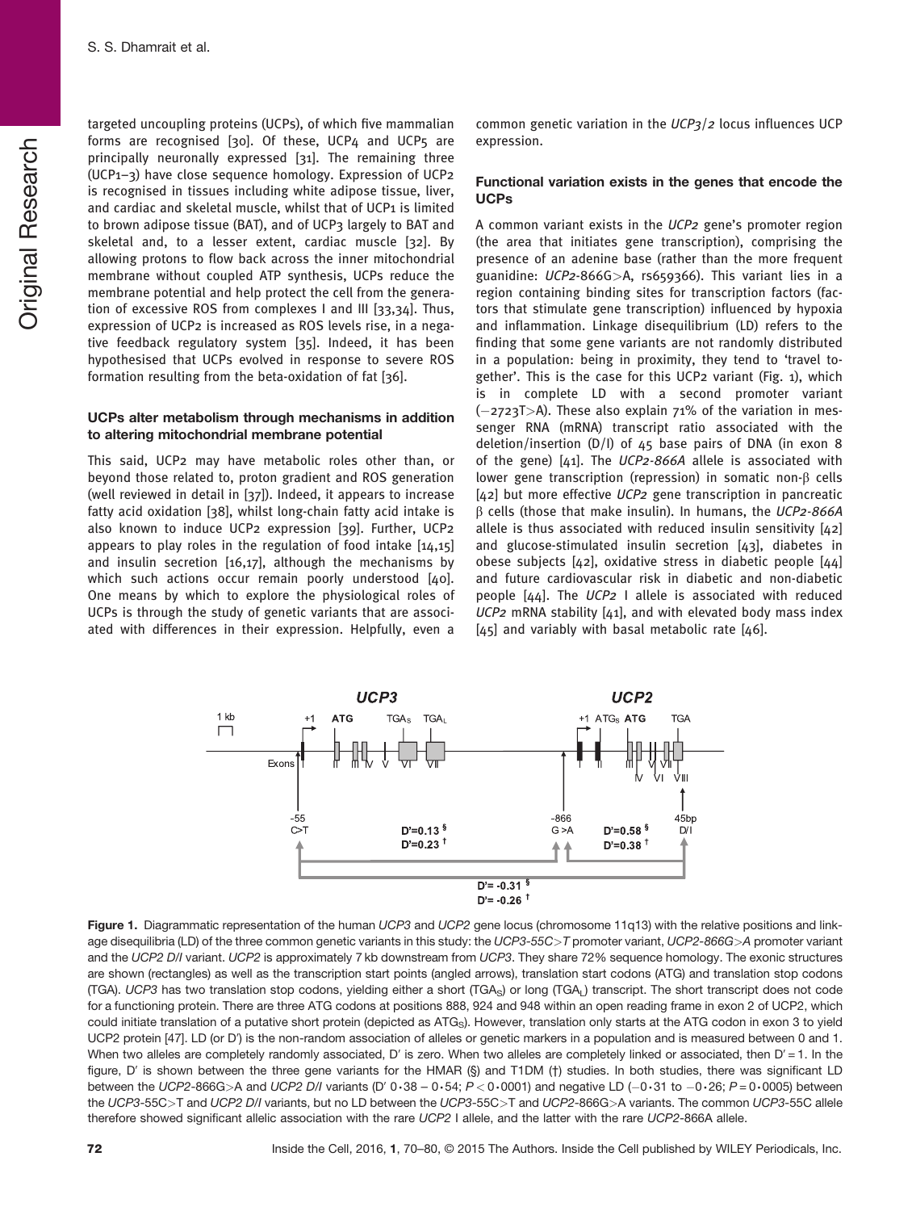targeted uncoupling proteins (UCPs), of which five mammalian forms are recognised [30]. Of these, UCP4 and UCP5 are principally neuronally expressed [31]. The remaining three (UCP1–3) have close sequence homology. Expression of UCP2 is recognised in tissues including white adipose tissue, liver, and cardiac and skeletal muscle, whilst that of UCP1 is limited to brown adipose tissue (BAT), and of UCP3 largely to BAT and skeletal and, to a lesser extent, cardiac muscle [32]. By allowing protons to flow back across the inner mitochondrial membrane without coupled ATP synthesis, UCPs reduce the membrane potential and help protect the cell from the generation of excessive ROS from complexes I and III [33,34]. Thus, expression of UCP2 is increased as ROS levels rise, in a negative feedback regulatory system [35]. Indeed, it has been hypothesised that UCPs evolved in response to severe ROS formation resulting from the beta-oxidation of fat [36].

### UCPs alter metabolism through mechanisms in addition to altering mitochondrial membrane potential

This said, UCP2 may have metabolic roles other than, or beyond those related to, proton gradient and ROS generation (well reviewed in detail in [37]). Indeed, it appears to increase fatty acid oxidation [38], whilst long-chain fatty acid intake is also known to induce UCP2 expression [39]. Further, UCP2 appears to play roles in the regulation of food intake [14,15] and insulin secretion [16,17], although the mechanisms by which such actions occur remain poorly understood [40]. One means by which to explore the physiological roles of UCPs is through the study of genetic variants that are associated with differences in their expression. Helpfully, even a common genetic variation in the *UCP3/2* locus influences UCP expression.

### Functional variation exists in the genes that encode the UCPs

A common variant exists in the *UCP2* gene's promoter region (the area that initiates gene transcription), comprising the presence of an adenine base (rather than the more frequent guanidine: *UCP2*-866G>A, rs659366). This variant lies in a region containing binding sites for transcription factors (factors that stimulate gene transcription) influenced by hypoxia and inflammation. Linkage disequilibrium (LD) refers to the finding that some gene variants are not randomly distributed in a population: being in proximity, they tend to 'travel together'. This is the case for this UCP2 variant (Fig. 1), which is in complete LD with a second promoter variant (−2723T>A). These also explain 71% of the variation in messenger RNA (mRNA) transcript ratio associated with the deletion/insertion (D/I) of 45 base pairs of DNA (in exon 8 of the gene) [41]. The *UCP2-866A* allele is associated with lower gene transcription (repression) in somatic non-β cells [42] but more effective *UCP2* gene transcription in pancreatic β cells (those that make insulin). In humans, the *UCP2-866A* allele is thus associated with reduced insulin sensitivity [42] and glucose-stimulated insulin secretion [43], diabetes in obese subjects [42], oxidative stress in diabetic people [44] and future cardiovascular risk in diabetic and non-diabetic people [44]. The *UCP2* I allele is associated with reduced *UCP2* mRNA stability [41], and with elevated body mass index [45] and variably with basal metabolic rate [46].

**Figure 1.** Diagrammatic representation of the human *UCP3* and *UCP2* gene locus (chromosome 11q13) with the relative positions and linkage disequilibria (LD) of the three common genetic variants in this study: the *UCP3-55C>T* promoter variant, *UCP2-866G>A* promoter variant and the *UCP2 D/I* variant. *UCP2* is approximately 7 kb downstream from *UCP3*. They share 72% sequence homology. The exonic structures are shown (rectangles) as well as the transcription start points (angled arrows), translation start codons (ATG) and translation stop codons (TGA). *UCP3* has two translation stop codons, yielding either a short ($TGA_S$) or long ($TGA_L$) transcript. The short transcript does not code for a functioning protein. There are three ATG codons at positions 888, 924 and 948 within an open reading frame in exon 2 of UCP2, which could initiate translation of a putative short protein (depicted as $ATG_S$). However, translation only starts at the ATG codon in exon 3 to yield UCP2 protein [47]. LD (or D′) is the non-random association of alleles or genetic markers in a population and is measured between 0 and 1. When two alleles are completely randomly associated, D′ is zero. When two alleles are completely linked or associated, then D′ = 1. In the figure, D′ is shown between the three gene variants for the HMAR (§) and T1DM (†) studies. In both studies, there was significant LD between the *UCP2*-866G>A and *UCP2 D/I* variants (D′ 0·38 – 0·54; $P < 0·0001$) and negative LD (−0·31 to −0·26; $P = 0·0005$) between the *UCP3*-55C>T and *UCP2 D/I* variants, but no LD between the *UCP3*-55C>T and *UCP2*-866G>A variants. The common *UCP3*-55C allele therefore showed significant allelic association with the rare *UCP2* I allele, and the latter with the rare *UCP2*-866A allele.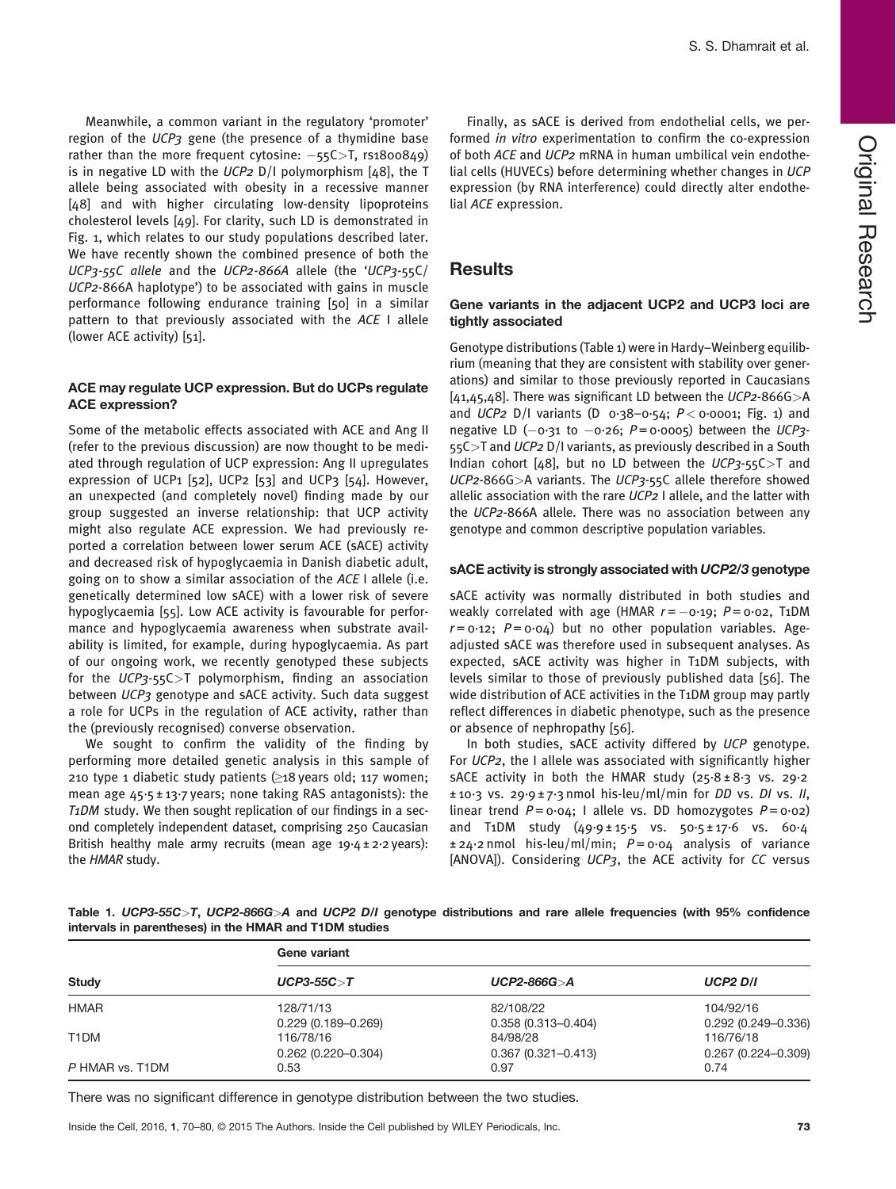Meanwhile, a common variant in the regulatory 'promoter' region of the *UCP3* gene (the presence of a thymidine base rather than the more frequent cytosine: −55C>T, rs1800849) is in negative LD with the *UCP2* D/I polymorphism [48], the T allele being associated with obesity in a recessive manner [48] and with higher circulating low-density lipoproteins cholesterol levels [49]. For clarity, such LD is demonstrated in Fig. 1, which relates to our study populations described later. We have recently shown the combined presence of both the *UCP3-55C allele* and the *UCP2-866A* allele (the '*UCP3*-55C/*UCP2*-866A haplotype') to be associated with gains in muscle performance following endurance training [50] in a similar pattern to that previously associated with the *ACE* I allele (lower ACE activity) [51].

### ACE may regulate UCP expression. But do UCPs regulate ACE expression?

Some of the metabolic effects associated with ACE and Ang II (refer to the previous discussion) are now thought to be mediated through regulation of UCP expression: Ang II upregulates expression of UCP1 [52], UCP2 [53] and UCP3 [54]. However, an unexpected (and completely novel) finding made by our group suggested an inverse relationship: that UCP activity might also regulate ACE expression. We had previously reported a correlation between lower serum ACE (sACE) activity and decreased risk of hypoglycaemia in Danish diabetic adult, going on to show a similar association of the *ACE* I allele (i.e. genetically determined low sACE) with a lower risk of severe hypoglycaemia [55]. Low ACE activity is favourable for performance and hypoglycaemia awareness when substrate availability is limited, for example, during hypoglycaemia. As part of our ongoing work, we recently genotyped these subjects for the *UCP3*-55C>T polymorphism, finding an association between *UCP3* genotype and sACE activity. Such data suggest a role for UCPs in the regulation of ACE activity, rather than the (previously recognised) converse observation.

We sought to confirm the validity of the finding by performing more detailed genetic analysis in this sample of 210 type 1 diabetic study patients (≥18 years old; 117 women; mean age 45·5 ± 13·7 years; none taking RAS antagonists): the *T1DM* study. We then sought replication of our findings in a second completely independent dataset, comprising 250 Caucasian British healthy male army recruits (mean age 19·4 ± 2·2 years): the *HMAR* study.

Finally, as sACE is derived from endothelial cells, we performed *in vitro* experimentation to confirm the co-expression of both *ACE* and *UCP2* mRNA in human umbilical vein endothelial cells (HUVECs) before determining whether changes in *UCP* expression (by RNA interference) could directly alter endothelial *ACE* expression.

## Results

### Gene variants in the adjacent UCP2 and UCP3 loci are tightly associated

Genotype distributions (Table 1) were in Hardy–Weinberg equilibrium (meaning that they are consistent with stability over generations) and similar to those previously reported in Caucasians [41,45,48]. There was significant LD between the *UCP2*-866G>A and *UCP2* D/I variants (D 0·38–0·54; $P < 0{\cdot}0001$; Fig. 1) and negative LD (−0·31 to −0·26; $P = 0{\cdot}0005$) between the *UCP3*-55C>T and *UCP2* D/I variants, as previously described in a South Indian cohort [48], but no LD between the *UCP3*-55C>T and *UCP2*-866G>A variants. The *UCP3*-55C allele therefore showed allelic association with the rare *UCP2* I allele, and the latter with the *UCP2*-866A allele. There was no association between any genotype and common descriptive population variables.

### sACE activity is strongly associated with *UCP2/3* genotype

sACE activity was normally distributed in both studies and weakly correlated with age (HMAR $r = -0{\cdot}19$; $P = 0{\cdot}02$, T1DM $r = 0{\cdot}12$; $P = 0{\cdot}04$) but no other population variables. Age-adjusted sACE was therefore used in subsequent analyses. As expected, sACE activity was higher in T1DM subjects, with levels similar to those of previously published data [56]. The wide distribution of ACE activities in the T1DM group may partly reflect differences in diabetic phenotype, such as the presence or absence of nephropathy [56].

In both studies, sACE activity differed by *UCP* genotype. For *UCP2*, the I allele was associated with significantly higher sACE activity in both the HMAR study (25·8 ± 8·3 vs. 29·2 ± 10·3 vs. 29·9 ± 7·3 nmol his-leu/ml/min for *DD* vs. *DI* vs. *II*, linear trend $P = 0{\cdot}04$; I allele vs. DD homozygotes $P = 0{\cdot}02$) and T1DM study (49·9 ± 15·5 vs. 50·5 ± 17·6 vs. 60·4 ± 24·2 nmol his-leu/ml/min; $P = 0{\cdot}04$ analysis of variance [ANOVA]). Considering *UCP3*, the ACE activity for *CC* versus

**Table 1. *UCP3-55C>T*, *UCP2-866G>A* and *UCP2 D/I* genotype distributions and rare allele frequencies (with 95% confidence intervals in parentheses) in the HMAR and T1DM studies**

| Study | Gene variant | | |
|---|---|---|---|
| | ***UCP3-55C>T*** | ***UCP2-866G>A*** | ***UCP2 D/I*** |
| HMAR | 128/71/13<br>0.229 (0.189–0.269) | 82/108/22<br>0.358 (0.313–0.404) | 104/92/16<br>0.292 (0.249–0.336) |
| T1DM | 116/78/16<br>0.262 (0.220–0.304) | 84/98/28<br>0.367 (0.321–0.413) | 116/76/18<br>0.267 (0.224–0.309) |
| *P* HMAR vs. T1DM | 0.53 | 0.97 | 0.74 |

There was no significant difference in genotype distribution between the two studies.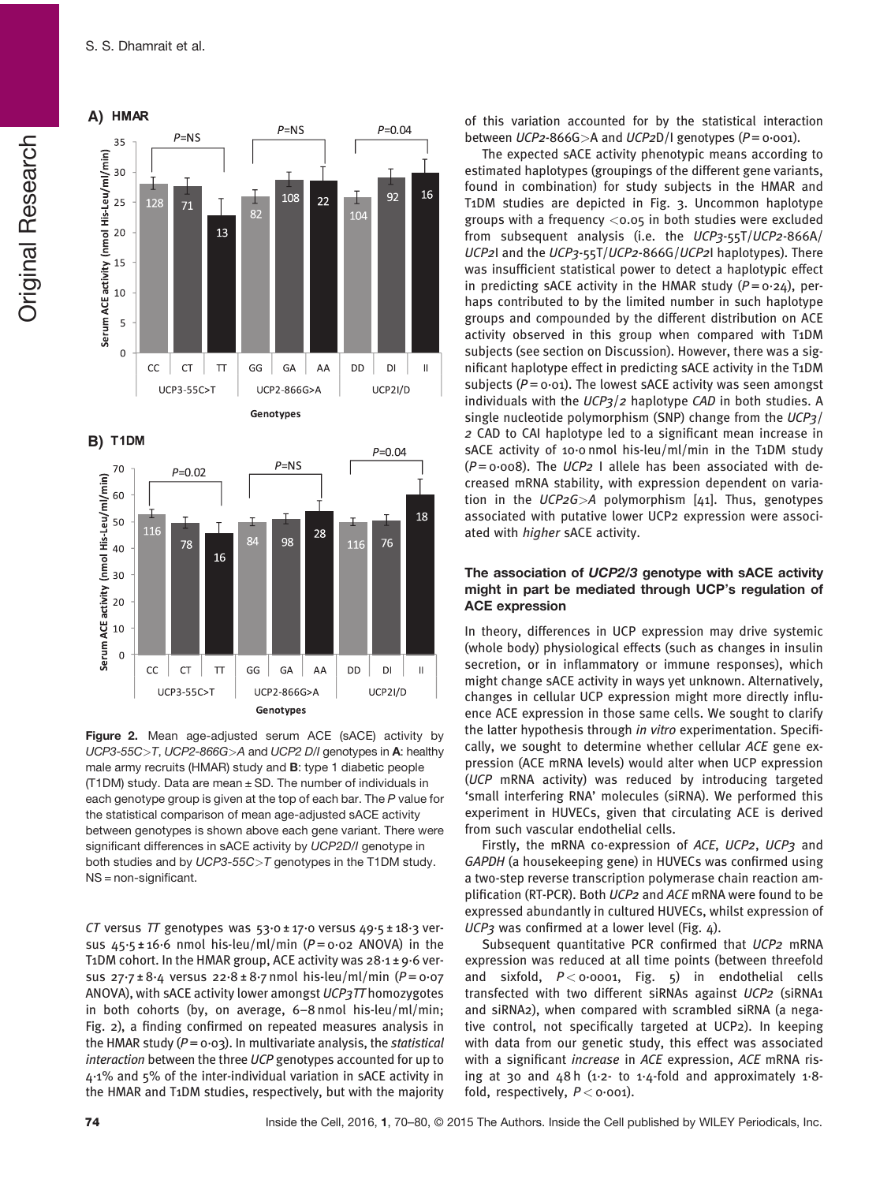Figure 2. Mean age-adjusted serum ACE (sACE) activity by *UCP3-55C>T*, *UCP2-866G>A* and *UCP2 D/I* genotypes in **A**: healthy male army recruits (HMAR) study and **B**: type 1 diabetic people (T1DM) study. Data are mean ± SD. The number of individuals in each genotype group is given at the top of each bar. The *P* value for the statistical comparison of mean age-adjusted sACE activity between genotypes is shown above each gene variant. There were significant differences in sACE activity by *UCP2D/I* genotype in both studies and by *UCP3-55C>T* genotypes in the T1DM study. NS = non-significant.

*CT* versus *TT* genotypes was 53·0 ± 17·0 versus 49·5 ± 18·3 versus 45·5 ± 16·6 nmol his-leu/ml/min ($P = 0·02$ ANOVA) in the T1DM cohort. In the HMAR group, ACE activity was 28·1 ± 9·6 versus 27·7 ± 8·4 versus 22·8 ± 8·7 nmol his-leu/ml/min ($P = 0·07$ ANOVA), with sACE activity lower amongst *UCP3TT* homozygotes in both cohorts (by, on average, 6–8 nmol his-leu/ml/min; Fig. 2), a finding confirmed on repeated measures analysis in the HMAR study ($P = 0·03$). In multivariate analysis, the *statistical interaction* between the three *UCP* genotypes accounted for up to 4·1% and 5% of the inter-individual variation in sACE activity in the HMAR and T1DM studies, respectively, but with the majority of this variation accounted for by the statistical interaction between *UCP2*-866G>A and *UCP2*D/I genotypes ($P = 0·001$).

The expected sACE activity phenotypic means according to estimated haplotypes (groupings of the different gene variants, found in combination) for study subjects in the HMAR and T1DM studies are depicted in Fig. 3. Uncommon haplotype groups with a frequency <0.05 in both studies were excluded from subsequent analysis (i.e. the *UCP3*-55T/*UCP2*-866A/*UCP2*I and the *UCP3*-55T/*UCP2*-866G/*UCP2*I haplotypes). There was insufficient statistical power to detect a haplotypic effect in predicting sACE activity in the HMAR study ($P = 0·24$), perhaps contributed to by the limited number in such haplotype groups and compounded by the different distribution on ACE activity observed in this group when compared with T1DM subjects (see section on Discussion). However, there was a significant haplotype effect in predicting sACE activity in the T1DM subjects ($P = 0·01$). The lowest sACE activity was seen amongst individuals with the *UCP3/2* haplotype *CAD* in both studies. A single nucleotide polymorphism (SNP) change from the *UCP3/2* CAD to CAI haplotype led to a significant mean increase in sACE activity of 10·0 nmol his-leu/ml/min in the T1DM study ($P = 0·008$). The *UCP2* I allele has been associated with decreased mRNA stability, with expression dependent on variation in the *UCP2G>A* polymorphism [41]. Thus, genotypes associated with putative lower UCP2 expression were associated with *higher* sACE activity.

### The association of *UCP2/3* genotype with sACE activity might in part be mediated through UCP's regulation of ACE expression

In theory, differences in UCP expression may drive systemic (whole body) physiological effects (such as changes in insulin secretion, or in inflammatory or immune responses), which might change sACE activity in ways yet unknown. Alternatively, changes in cellular UCP expression might more directly influence ACE expression in those same cells. We sought to clarify the latter hypothesis through *in vitro* experimentation. Specifically, we sought to determine whether cellular *ACE* gene expression (ACE mRNA levels) would alter when UCP expression (*UCP* mRNA activity) was reduced by introducing targeted 'small interfering RNA' molecules (siRNA). We performed this experiment in HUVECs, given that circulating ACE is derived from such vascular endothelial cells.

Firstly, the mRNA co-expression of *ACE*, *UCP2*, *UCP3* and *GAPDH* (a housekeeping gene) in HUVECs was confirmed using a two-step reverse transcription polymerase chain reaction amplification (RT-PCR). Both *UCP2* and *ACE* mRNA were found to be expressed abundantly in cultured HUVECs, whilst expression of *UCP3* was confirmed at a lower level (Fig. 4).

Subsequent quantitative PCR confirmed that *UCP2* mRNA expression was reduced at all time points (between threefold and sixfold, $P < 0·0001$, Fig. 5) in endothelial cells transfected with two different siRNAs against *UCP2* (siRNA1 and siRNA2), when compared with scrambled siRNA (a negative control, not specifically targeted at UCP2). In keeping with data from our genetic study, this effect was associated with a significant *increase* in *ACE* expression, *ACE* mRNA rising at 30 and 48 h (1·2- to 1·4-fold and approximately 1·8-fold, respectively, $P < 0·001$).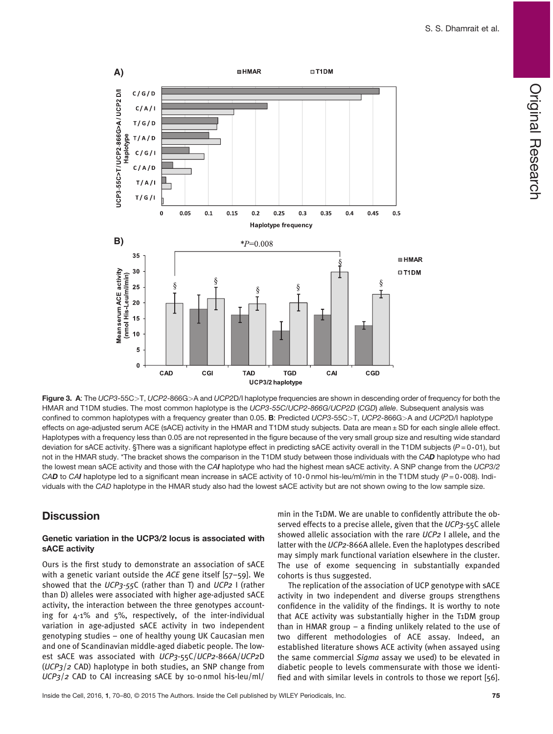Figure 3. **A**: The *UCP3*-55C>T, *UCP2*-866G>A and *UCP2*D/I haplotype frequencies are shown in descending order of frequency for both the HMAR and T1DM studies. The most common haplotype is the *UCP3-55C/UCP2-866G/UCP2D* (*CGD*) *allele*. Subsequent analysis was confined to common haplotypes with a frequency greater than 0.05. **B**: Predicted *UCP3*-55C>T, *UCP2*-866G>A and *UCP2*D/I haplotype effects on age-adjusted serum ACE (sACE) activity in the HMAR and T1DM study subjects. Data are mean ± SD for each single allele effect. Haplotypes with a frequency less than 0.05 are not represented in the figure because of the very small group size and resulting wide standard deviation for sACE activity. §There was a significant haplotype effect in predicting sACE activity overall in the T1DM subjects ($P = 0{\cdot}01$), but not in the HMAR study. *The bracket shows the comparison in the T1DM study between those individuals with the *CAD* haplotype who had the lowest mean sACE activity and those with the *CAI* haplotype who had the highest mean sACE activity. A SNP change from the *UCP3/2* ***CAD*** to *CAI* haplotype led to a significant mean increase in sACE activity of 10·0 nmol his-leu/ml/min in the T1DM study ($P = 0{\cdot}008$). Individuals with the *CAD* haplotype in the HMAR study also had the lowest sACE activity but are not shown owing to the low sample size.

## Discussion

### Genetic variation in the UCP3/2 locus is associated with sACE activity

Ours is the first study to demonstrate an association of sACE with a genetic variant outside the *ACE* gene itself [57–59]. We showed that the *UCP3-55*C (rather than T) and *UCP2* I (rather than D) alleles were associated with higher age-adjusted sACE activity, the interaction between the three genotypes accounting for 4·1% and 5%, respectively, of the inter-individual variation in age-adjusted sACE activity in two independent genotyping studies – one of healthy young UK Caucasian men and one of Scandinavian middle-aged diabetic people. The lowest sACE was associated with *UCP3*-55C/*UCP2*-866A/*UCP2*D (*UCP3/2* CAD) haplotype in both studies, an SNP change from *UCP3/2* CAD to CAI increasing sACE by 10·0 nmol his-leu/ml/min in the T1DM. We are unable to confidently attribute the observed effects to a precise allele, given that the *UCP3*-55C allele showed allelic association with the rare *UCP2* I allele, and the latter with the *UCP2*-866A allele. Even the haplotypes described may simply mark functional variation elsewhere in the cluster. The use of exome sequencing in substantially expanded cohorts is thus suggested.

The replication of the association of UCP genotype with sACE activity in two independent and diverse groups strengthens confidence in the validity of the findings. It is worthy to note that ACE activity was substantially higher in the T1DM group than in HMAR group – a finding unlikely related to the use of two different methodologies of ACE assay. Indeed, an established literature shows ACE activity (when assayed using the same commercial *Sigma* assay we used) to be elevated in diabetic people to levels commensurate with those we identified and with similar levels in controls to those we report [56].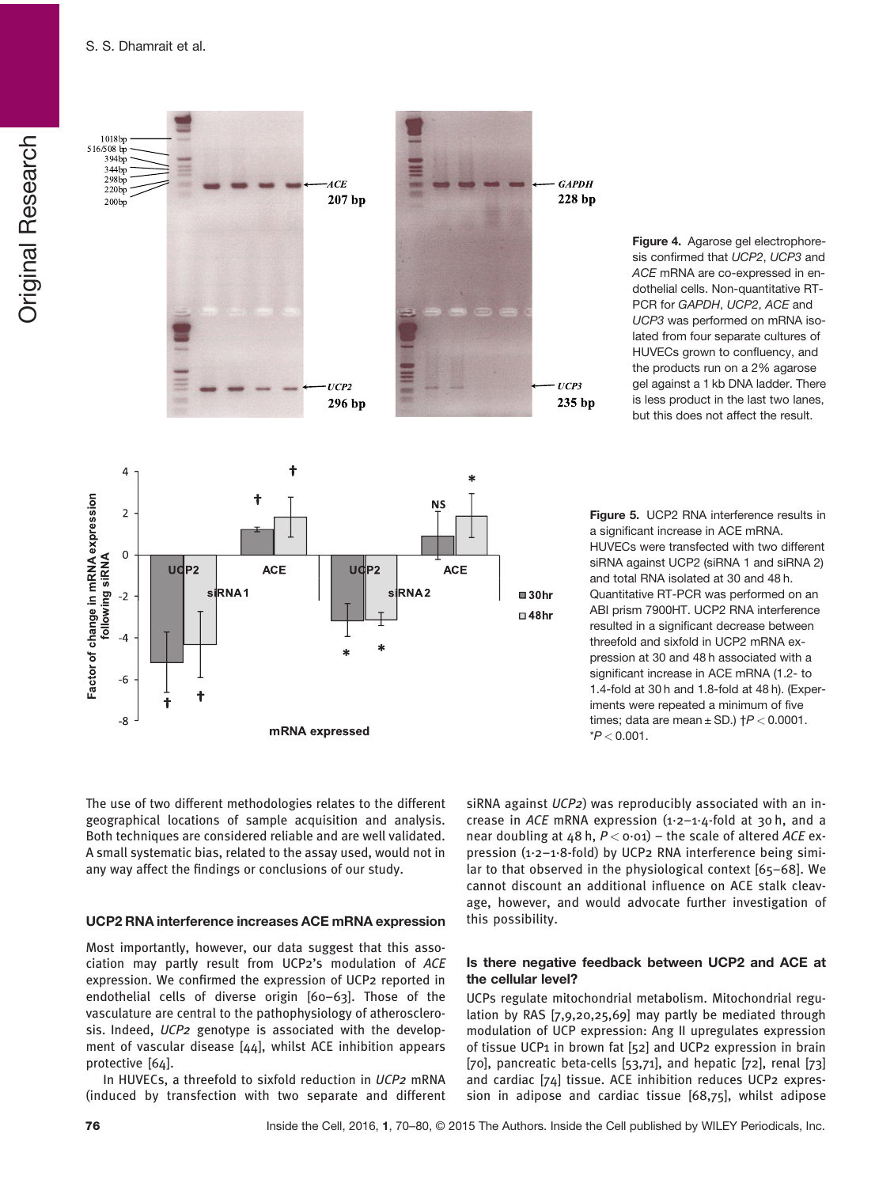Figure 4. Agarose gel electrophoresis confirmed that *UCP2*, *UCP3* and *ACE* mRNA are co-expressed in endothelial cells. Non-quantitative RT-PCR for *GAPDH*, *UCP2*, *ACE* and *UCP3* was performed on mRNA isolated from four separate cultures of HUVECs grown to confluency, and the products run on a 2% agarose gel against a 1 kb DNA ladder. There is less product in the last two lanes, but this does not affect the result.

Figure 5. UCP2 RNA interference results in a significant increase in ACE mRNA. HUVECs were transfected with two different siRNA against UCP2 (siRNA 1 and siRNA 2) and total RNA isolated at 30 and 48 h. Quantitative RT-PCR was performed on an ABI prism 7900HT. UCP2 RNA interference resulted in a significant decrease between threefold and sixfold in UCP2 mRNA expression at 30 and 48 h associated with a significant increase in ACE mRNA (1.2- to 1.4-fold at 30 h and 1.8-fold at 48 h). (Experiments were repeated a minimum of five times; data are mean ± SD.) †$P < 0.0001$. *$P < 0.001$.

The use of two different methodologies relates to the different geographical locations of sample acquisition and analysis. Both techniques are considered reliable and are well validated. A small systematic bias, related to the assay used, would not in any way affect the findings or conclusions of our study.

### UCP2 RNA interference increases ACE mRNA expression

Most importantly, however, our data suggest that this association may partly result from UCP2's modulation of *ACE* expression. We confirmed the expression of UCP2 reported in endothelial cells of diverse origin [60–63]. Those of the vasculature are central to the pathophysiology of atherosclerosis. Indeed, *UCP2* genotype is associated with the development of vascular disease [44], whilst ACE inhibition appears protective [64].

In HUVECs, a threefold to sixfold reduction in *UCP2* mRNA (induced by transfection with two separate and different siRNA against *UCP2*) was reproducibly associated with an increase in *ACE* mRNA expression (1·2–1·4-fold at 30 h, and a near doubling at 48 h, $P < 0{\cdot}01$) – the scale of altered *ACE* expression (1·2–1·8-fold) by UCP2 RNA interference being similar to that observed in the physiological context [65–68]. We cannot discount an additional influence on ACE stalk cleavage, however, and would advocate further investigation of this possibility.

### Is there negative feedback between UCP2 and ACE at the cellular level?

UCPs regulate mitochondrial metabolism. Mitochondrial regulation by RAS [7,9,20,25,69] may partly be mediated through modulation of UCP expression: Ang II upregulates expression of tissue UCP1 in brown fat [52] and UCP2 expression in brain [70], pancreatic beta-cells [53,71], and hepatic [72], renal [73] and cardiac [74] tissue. ACE inhibition reduces UCP2 expression in adipose and cardiac tissue [68,75], whilst adipose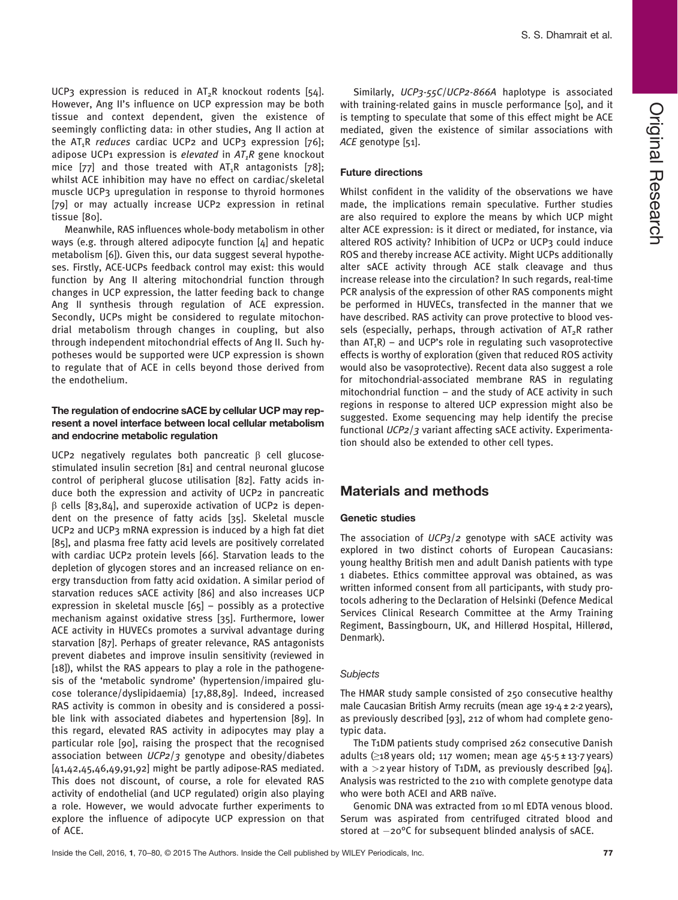UCP3 expression is reduced in $AT_2R$ knockout rodents [54]. However, Ang II's influence on UCP expression may be both tissue and context dependent, given the existence of seemingly conflicting data: in other studies, Ang II action at the $AT_1R$ *reduces* cardiac UCP2 and UCP3 expression [76]; adipose UCP1 expression is *elevated* in *$AT_1R$* gene knockout mice [77] and those treated with $AT_1R$ antagonists [78]; whilst ACE inhibition may have no effect on cardiac/skeletal muscle UCP3 upregulation in response to thyroid hormones [79] or may actually increase UCP2 expression in retinal tissue [80].

Meanwhile, RAS influences whole-body metabolism in other ways (e.g. through altered adipocyte function [4] and hepatic metabolism [6]). Given this, our data suggest several hypotheses. Firstly, ACE-UCPs feedback control may exist: this would function by Ang II altering mitochondrial function through changes in UCP expression, the latter feeding back to change Ang II synthesis through regulation of ACE expression. Secondly, UCPs might be considered to regulate mitochondrial metabolism through changes in coupling, but also through independent mitochondrial effects of Ang II. Such hypotheses would be supported were UCP expression is shown to regulate that of ACE in cells beyond those derived from the endothelium.

### The regulation of endocrine sACE by cellular UCP may represent a novel interface between local cellular metabolism and endocrine metabolic regulation

UCP2 negatively regulates both pancreatic β cell glucose-stimulated insulin secretion [81] and central neuronal glucose control of peripheral glucose utilisation [82]. Fatty acids induce both the expression and activity of UCP2 in pancreatic β cells [83,84], and superoxide activation of UCP2 is dependent on the presence of fatty acids [35]. Skeletal muscle UCP2 and UCP3 mRNA expression is induced by a high fat diet [85], and plasma free fatty acid levels are positively correlated with cardiac UCP2 protein levels [66]. Starvation leads to the depletion of glycogen stores and an increased reliance on energy transduction from fatty acid oxidation. A similar period of starvation reduces sACE activity [86] and also increases UCP expression in skeletal muscle [65] – possibly as a protective mechanism against oxidative stress [35]. Furthermore, lower ACE activity in HUVECs promotes a survival advantage during starvation [87]. Perhaps of greater relevance, RAS antagonists prevent diabetes and improve insulin sensitivity (reviewed in [18]), whilst the RAS appears to play a role in the pathogenesis of the 'metabolic syndrome' (hypertension/impaired glucose tolerance/dyslipidaemia) [17,88,89]. Indeed, increased RAS activity is common in obesity and is considered a possible link with associated diabetes and hypertension [89]. In this regard, elevated RAS activity in adipocytes may play a particular role [90], raising the prospect that the recognised association between *UCP2/3* genotype and obesity/diabetes [41,42,45,46,49,91,92] might be partly adipose-RAS mediated. This does not discount, of course, a role for elevated RAS activity of endothelial (and UCP regulated) origin also playing a role. However, we would advocate further experiments to explore the influence of adipocyte UCP expression on that of ACE.

Similarly, *UCP3-55C/UCP2-866A* haplotype is associated with training-related gains in muscle performance [50], and it is tempting to speculate that some of this effect might be ACE mediated, given the existence of similar associations with *ACE* genotype [51].

### Future directions

Whilst confident in the validity of the observations we have made, the implications remain speculative. Further studies are also required to explore the means by which UCP might alter ACE expression: is it direct or mediated, for instance, via altered ROS activity? Inhibition of UCP2 or UCP3 could induce ROS and thereby increase ACE activity. Might UCPs additionally alter sACE activity through ACE stalk cleavage and thus increase release into the circulation? In such regards, real-time PCR analysis of the expression of other RAS components might be performed in HUVECs, transfected in the manner that we have described. RAS activity can prove protective to blood vessels (especially, perhaps, through activation of $AT_2R$ rather than $AT_1R$) – and UCP's role in regulating such vasoprotective effects is worthy of exploration (given that reduced ROS activity would also be vasoprotective). Recent data also suggest a role for mitochondrial-associated membrane RAS in regulating mitochondrial function – and the study of ACE activity in such regions in response to altered UCP expression might also be suggested. Exome sequencing may help identify the precise functional *UCP2/3* variant affecting sACE activity. Experimentation should also be extended to other cell types.

## Materials and methods

### Genetic studies

The association of *UCP3/2* genotype with sACE activity was explored in two distinct cohorts of European Caucasians: young healthy British men and adult Danish patients with type 1 diabetes. Ethics committee approval was obtained, as was written informed consent from all participants, with study protocols adhering to the Declaration of Helsinki (Defence Medical Services Clinical Research Committee at the Army Training Regiment, Bassingbourn, UK, and Hillerød Hospital, Hillerød, Denmark).

#### *Subjects*

The HMAR study sample consisted of 250 consecutive healthy male Caucasian British Army recruits (mean age 19·4 ± 2·2 years), as previously described [93], 212 of whom had complete genotypic data.

The T1DM patients study comprised 262 consecutive Danish adults (≥18 years old; 117 women; mean age 45·5 ± 13·7 years) with a >2 year history of T1DM, as previously described [94]. Analysis was restricted to the 210 with complete genotype data who were both ACEI and ARB naïve.

Genomic DNA was extracted from 10 ml EDTA venous blood. Serum was aspirated from centrifuged citrated blood and stored at −20°C for subsequent blinded analysis of sACE.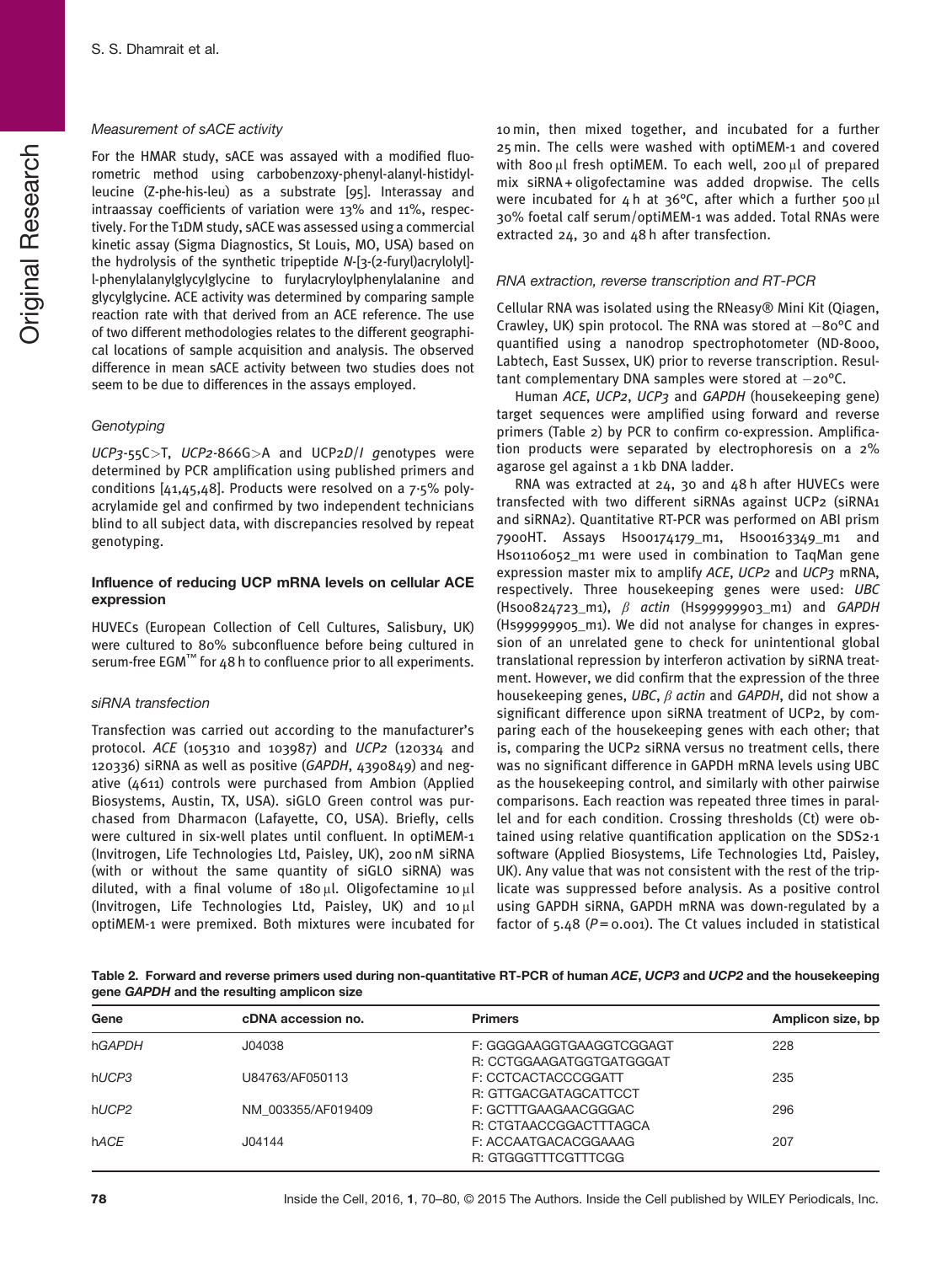### Measurement of sACE activity

For the HMAR study, sACE was assayed with a modified fluorometric method using carbobenzoxy-phenyl-alanyl-histidyl-leucine (Z-phe-his-leu) as a substrate [95]. Interassay and intraassay coefficients of variation were 13% and 11%, respectively. For the T1DM study, sACE was assessed using a commercial kinetic assay (Sigma Diagnostics, St Louis, MO, USA) based on the hydrolysis of the synthetic tripeptide *N*-[3-(2-furyl)acrylolyl]-l-phenylalanylglycylglycine to furylacryloylphenylalanine and glycylglycine. ACE activity was determined by comparing sample reaction rate with that derived from an ACE reference. The use of two different methodologies relates to the different geographical locations of sample acquisition and analysis. The observed difference in mean sACE activity between two studies does not seem to be due to differences in the assays employed.

### Genotyping

*UCP3*-55C>T, *UCP2*-866G>A and UCP2*D/I g*enotypes were determined by PCR amplification using published primers and conditions [41,45,48]. Products were resolved on a 7·5% polyacrylamide gel and confirmed by two independent technicians blind to all subject data, with discrepancies resolved by repeat genotyping.

## Influence of reducing UCP mRNA levels on cellular ACE expression

HUVECs (European Collection of Cell Cultures, Salisbury, UK) were cultured to 80% subconfluence before being cultured in serum-free EGM™ for 48 h to confluence prior to all experiments.

### siRNA transfection

Transfection was carried out according to the manufacturer's protocol. *ACE* (105310 and 103987) and *UCP2* (120334 and 120336) siRNA as well as positive (*GAPDH*, 4390849) and negative (4611) controls were purchased from Ambion (Applied Biosystems, Austin, TX, USA). siGLO Green control was purchased from Dharmacon (Lafayette, CO, USA). Briefly, cells were cultured in six-well plates until confluent. In optiMEM-1 (Invitrogen, Life Technologies Ltd, Paisley, UK), 200 nM siRNA (with or without the same quantity of siGLO siRNA) was diluted, with a final volume of 180 µl. Oligofectamine 10 µl (Invitrogen, Life Technologies Ltd, Paisley, UK) and 10 µl optiMEM-1 were premixed. Both mixtures were incubated for 10 min, then mixed together, and incubated for a further 25 min. The cells were washed with optiMEM-1 and covered with 800 µl fresh optiMEM. To each well, 200 µl of prepared mix siRNA + oligofectamine was added dropwise. The cells were incubated for 4 h at 36°C, after which a further 500 µl 30% foetal calf serum/optiMEM-1 was added. Total RNAs were extracted 24, 30 and 48 h after transfection.

### RNA extraction, reverse transcription and RT-PCR

Cellular RNA was isolated using the RNeasy® Mini Kit (Qiagen, Crawley, UK) spin protocol. The RNA was stored at −80°C and quantified using a nanodrop spectrophotometer (ND-8000, Labtech, East Sussex, UK) prior to reverse transcription. Resultant complementary DNA samples were stored at −20°C.

Human *ACE*, *UCP2*, *UCP3* and *GAPDH* (housekeeping gene) target sequences were amplified using forward and reverse primers (Table 2) by PCR to confirm co-expression. Amplification products were separated by electrophoresis on a 2% agarose gel against a 1 kb DNA ladder.

RNA was extracted at 24, 30 and 48 h after HUVECs were transfected with two different siRNAs against UCP2 (siRNA1 and siRNA2). Quantitative RT-PCR was performed on ABI prism 7900HT. Assays Hs00174179_m1, Hs00163349_m1 and Hs01106052_m1 were used in combination to TaqMan gene expression master mix to amplify *ACE*, *UCP2* and *UCP3* mRNA, respectively. Three housekeeping genes were used: *UBC* (Hs00824723_m1), *β actin* (Hs99999903_m1) and *GAPDH* (Hs99999905_m1). We did not analyse for changes in expression of an unrelated gene to check for unintentional global translational repression by interferon activation by siRNA treatment. However, we did confirm that the expression of the three housekeeping genes, *UBC*, *β actin* and *GAPDH*, did not show a significant difference upon siRNA treatment of UCP2, by comparing each of the housekeeping genes with each other; that is, comparing the UCP2 siRNA versus no treatment cells, there was no significant difference in GAPDH mRNA levels using UBC as the housekeeping control, and similarly with other pairwise comparisons. Each reaction was repeated three times in parallel and for each condition. Crossing thresholds (Ct) were obtained using relative quantification application on the SDS2·1 software (Applied Biosystems, Life Technologies Ltd, Paisley, UK). Any value that was not consistent with the rest of the triplicate was suppressed before analysis. As a positive control using GAPDH siRNA, GAPDH mRNA was down-regulated by a factor of 5.48 ($P = 0.001$). The Ct values included in statistical

**Table 2. Forward and reverse primers used during non-quantitative RT-PCR of human *ACE*, *UCP3* and *UCP2* and the housekeeping gene *GAPDH* and the resulting amplicon size**

| Gene | cDNA accession no. | Primers | Amplicon size, bp |
|---|---|---|---|
| h*GAPDH* | J04038 | F: GGGGAAGGTGAAGGTCGGAGT<br>R: CCTGGAAGATGGTGATGGGAT | 228 |
| h*UCP3* | U84763/AF050113 | F: CCTCACTACCCGGATT<br>R: GTTGACGATAGCATTCCT | 235 |
| h*UCP2* | NM_003355/AF019409 | F: GCTTTGAAGAACGGGAC<br>R: CTGTAACCGGACTTTAGCA | 296 |
| h*ACE* | J04144 | F: ACCAATGACACGGAAAG<br>R: GTGGGTTTCGTTTCGG | 207 |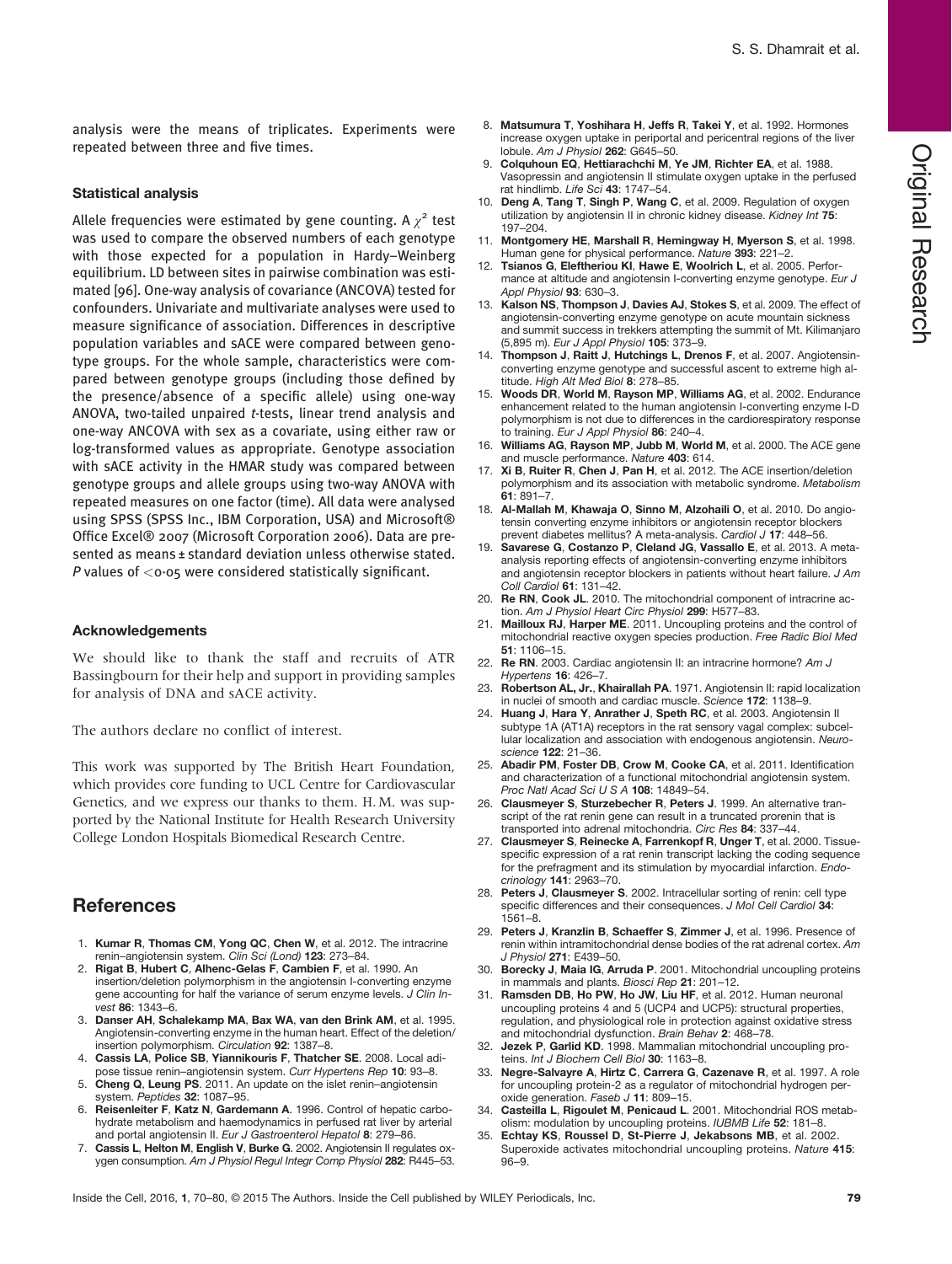analysis were the means of triplicates. Experiments were repeated between three and five times.

### Statistical analysis

Allele frequencies were estimated by gene counting. A $\chi^2$ test was used to compare the observed numbers of each genotype with those expected for a population in Hardy–Weinberg equilibrium. LD between sites in pairwise combination was estimated [96]. One-way analysis of covariance (ANCOVA) tested for confounders. Univariate and multivariate analyses were used to measure significance of association. Differences in descriptive population variables and sACE were compared between genotype groups. For the whole sample, characteristics were compared between genotype groups (including those defined by the presence/absence of a specific allele) using one-way ANOVA, two-tailed unpaired *t*-tests, linear trend analysis and one-way ANCOVA with sex as a covariate, using either raw or log-transformed values as appropriate. Genotype association with sACE activity in the HMAR study was compared between genotype groups and allele groups using two-way ANOVA with repeated measures on one factor (time). All data were analysed using SPSS (SPSS Inc., IBM Corporation, USA) and Microsoft® Office Excel® 2007 (Microsoft Corporation 2006). Data are presented as means ± standard deviation unless otherwise stated. *P* values of $<0.05$ were considered statistically significant.

### Acknowledgements

We should like to thank the staff and recruits of ATR Bassingbourn for their help and support in providing samples for analysis of DNA and sACE activity.

The authors declare no conflict of interest.

This work was supported by The British Heart Foundation, which provides core funding to UCL Centre for Cardiovascular Genetics, and we express our thanks to them. H. M. was supported by the National Institute for Health Research University College London Hospitals Biomedical Research Centre.

## References

1. **Kumar R**, **Thomas CM**, **Yong QC**, **Chen W**, et al. 2012. The intracrine renin–angiotensin system. *Clin Sci (Lond)* **123**: 273–84.
2. **Rigat B**, **Hubert C**, **Alhenc-Gelas F**, **Cambien F**, et al. 1990. An insertion/deletion polymorphism in the angiotensin I-converting enzyme gene accounting for half the variance of serum enzyme levels. *J Clin Invest* **86**: 1343–6.
3. **Danser AH**, **Schalekamp MA**, **Bax WA**, **van den Brink AM**, et al. 1995. Angiotensin-converting enzyme in the human heart. Effect of the deletion/insertion polymorphism. *Circulation* **92**: 1387–8.
4. **Cassis LA**, **Police SB**, **Yiannikouris F**, **Thatcher SE**. 2008. Local adipose tissue renin–angiotensin system. *Curr Hypertens Rep* **10**: 93–8.
5. **Cheng Q**, **Leung PS**. 2011. An update on the islet renin–angiotensin system. *Peptides* **32**: 1087–95.
6. **Reisenleiter F**, **Katz N**, **Gardemann A**. 1996. Control of hepatic carbohydrate metabolism and haemodynamics in perfused rat liver by arterial and portal angiotensin II. *Eur J Gastroenterol Hepatol* **8**: 279–86.
7. **Cassis L**, **Helton M**, **English V**, **Burke G**. 2002. Angiotensin II regulates oxygen consumption. *Am J Physiol Regul Integr Comp Physiol* **282**: R445–53.
8. **Matsumura T**, **Yoshihara H**, **Jeffs R**, **Takei Y**, et al. 1992. Hormones increase oxygen uptake in periportal and pericentral regions of the liver lobule. *Am J Physiol* **262**: G645–50.
9. **Colquhoun EQ**, **Hettiarachchi M**, **Ye JM**, **Richter EA**, et al. 1988. Vasopressin and angiotensin II stimulate oxygen uptake in the perfused rat hindlimb. *Life Sci* **43**: 1747–54.
10. **Deng A**, **Tang T**, **Singh P**, **Wang C**, et al. 2009. Regulation of oxygen utilization by angiotensin II in chronic kidney disease. *Kidney Int* **75**: 197–204.
11. **Montgomery HE**, **Marshall R**, **Hemingway H**, **Myerson S**, et al. 1998. Human gene for physical performance. *Nature* **393**: 221–2.
12. **Tsianos G**, **Eleftheriou KI**, **Hawe E**, **Woolrich L**, et al. 2005. Performance at altitude and angiotensin I-converting enzyme genotype. *Eur J Appl Physiol* **93**: 630–3.
13. **Kalson NS**, **Thompson J**, **Davies AJ**, **Stokes S**, et al. 2009. The effect of angiotensin-converting enzyme genotype on acute mountain sickness and summit success in trekkers attempting the summit of Mt. Kilimanjaro (5,895 m). *Eur J Appl Physiol* **105**: 373–9.
14. **Thompson J**, **Raitt J**, **Hutchings L**, **Drenos F**, et al. 2007. Angiotensin-converting enzyme genotype and successful ascent to extreme high altitude. *High Alt Med Biol* **8**: 278–85.
15. **Woods DR**, **World M**, **Rayson MP**, **Williams AG**, et al. 2002. Endurance enhancement related to the human angiotensin I-converting enzyme I-D polymorphism is not due to differences in the cardiorespiratory response to training. *Eur J Appl Physiol* **86**: 240–4.
16. **Williams AG**, **Rayson MP**, **Jubb M**, **World M**, et al. 2000. The ACE gene and muscle performance. *Nature* **403**: 614.
17. **Xi B**, **Ruiter R**, **Chen J**, **Pan H**, et al. 2012. The ACE insertion/deletion polymorphism and its association with metabolic syndrome. *Metabolism* **61**: 891–7.
18. **Al-Mallah M**, **Khawaja O**, **Sinno M**, **Alzohaili O**, et al. 2010. Do angiotensin converting enzyme inhibitors or angiotensin receptor blockers prevent diabetes mellitus? A meta-analysis. *Cardiol J* **17**: 448–56.
19. **Savarese G**, **Costanzo P**, **Cleland JG**, **Vassallo E**, et al. 2013. A meta-analysis reporting effects of angiotensin-converting enzyme inhibitors and angiotensin receptor blockers in patients without heart failure. *J Am Coll Cardiol* **61**: 131–42.
20. **Re RN**, **Cook JL**. 2010. The mitochondrial component of intracrine action. *Am J Physiol Heart Circ Physiol* **299**: H577–83.
21. **Mailloux RJ**, **Harper ME**. 2011. Uncoupling proteins and the control of mitochondrial reactive oxygen species production. *Free Radic Biol Med* **51**: 1106–15.
22. **Re RN**. 2003. Cardiac angiotensin II: an intracrine hormone? *Am J Hypertens* **16**: 426–7.
23. **Robertson AL, Jr.**, **Khairallah PA**. 1971. Angiotensin II: rapid localization in nuclei of smooth and cardiac muscle. *Science* **172**: 1138–9.
24. **Huang J**, **Hara Y**, **Anrather J**, **Speth RC**, et al. 2003. Angiotensin II subtype 1A (AT1A) receptors in the rat sensory vagal complex: subcellular localization and association with endogenous angiotensin. *Neuroscience* **122**: 21–36.
25. **Abadir PM**, **Foster DB**, **Crow M**, **Cooke CA**, et al. 2011. Identification and characterization of a functional mitochondrial angiotensin system. *Proc Natl Acad Sci U S A* **108**: 14849–54.
26. **Clausmeyer S**, **Sturzebecher R**, **Peters J**. 1999. An alternative transcript of the rat renin gene can result in a truncated prorenin that is transported into adrenal mitochondria. *Circ Res* **84**: 337–44.
27. **Clausmeyer S**, **Reinecke A**, **Farrenkopf R**, **Unger T**, et al. 2000. Tissue-specific expression of a rat renin transcript lacking the coding sequence for the prefragment and its stimulation by myocardial infarction. *Endocrinology* **141**: 2963–70.
28. **Peters J**, **Clausmeyer S**. 2002. Intracellular sorting of renin: cell type specific differences and their consequences. *J Mol Cell Cardiol* **34**: 1561–8.
29. **Peters J**, **Kranzlin B**, **Schaeffer S**, **Zimmer J**, et al. 1996. Presence of renin within intramitochondrial dense bodies of the rat adrenal cortex. *Am J Physiol* **271**: E439–50.
30. **Borecky J**, **Maia IG**, **Arruda P**. 2001. Mitochondrial uncoupling proteins in mammals and plants. *Biosci Rep* **21**: 201–12.
31. **Ramsden DB**, **Ho PW**, **Ho JW**, **Liu HF**, et al. 2012. Human neuronal uncoupling proteins 4 and 5 (UCP4 and UCP5): structural properties, regulation, and physiological role in protection against oxidative stress and mitochondrial dysfunction. *Brain Behav* **2**: 468–78.
32. **Jezek P**, **Garlid KD**. 1998. Mammalian mitochondrial uncoupling proteins. *Int J Biochem Cell Biol* **30**: 1163–8.
33. **Negre-Salvayre A**, **Hirtz C**, **Carrera G**, **Cazenave R**, et al. 1997. A role for uncoupling protein-2 as a regulator of mitochondrial hydrogen peroxide generation. *Faseb J* **11**: 809–15.
34. **Casteilla L**, **Rigoulet M**, **Penicaud L**. 2001. Mitochondrial ROS metabolism: modulation by uncoupling proteins. *IUBMB Life* **52**: 181–8.
35. **Echtay KS**, **Roussel D**, **St-Pierre J**, **Jekabsons MB**, et al. 2002. Superoxide activates mitochondrial uncoupling proteins. *Nature* **415**: 96–9.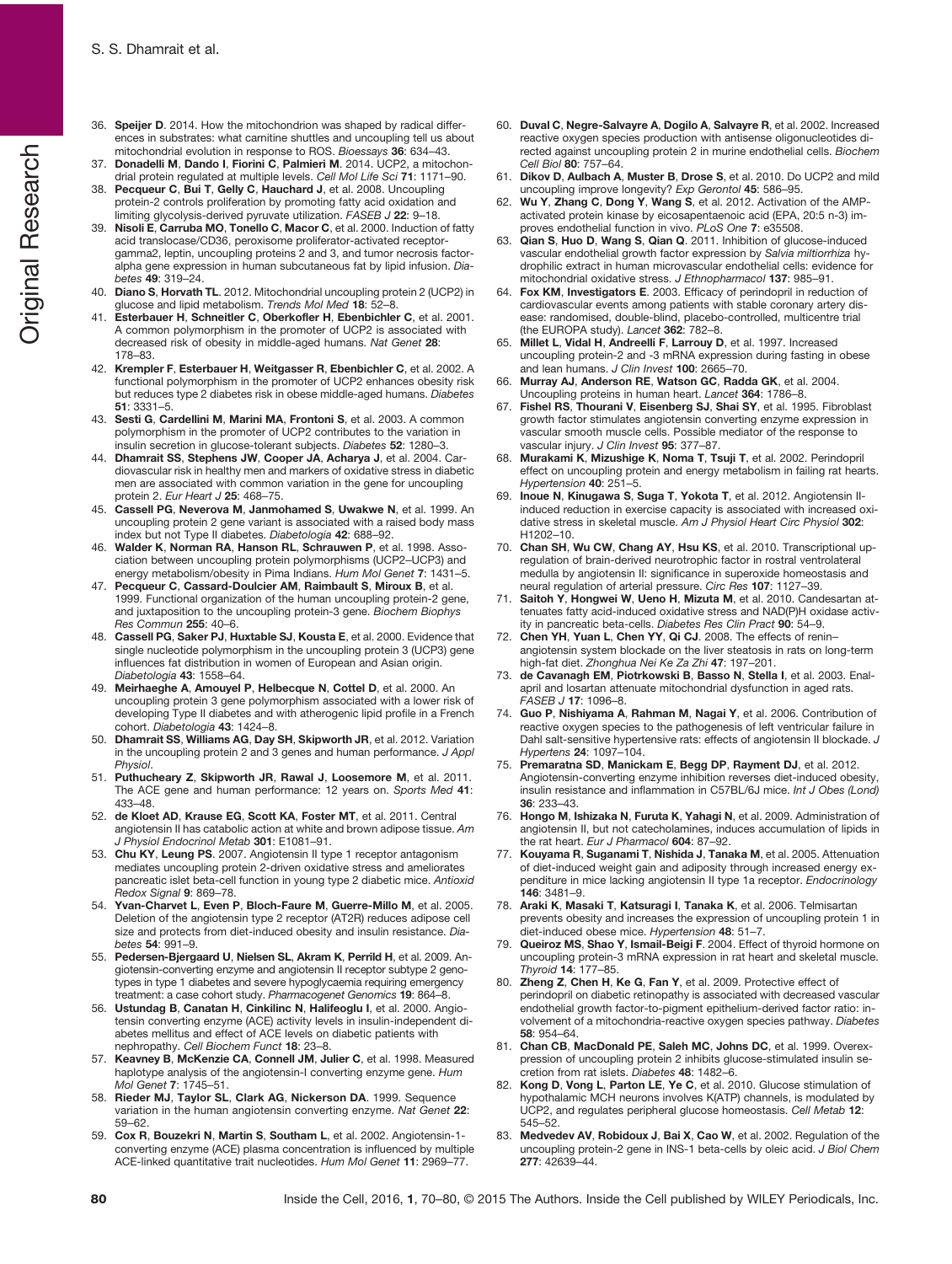36. **Speijer D**. 2014. How the mitochondrion was shaped by radical differences in substrates: what carnitine shuttles and uncoupling tell us about mitochondrial evolution in response to ROS. *Bioessays* **36**: 634–43.
37. **Donadelli M**, **Dando I**, **Fiorini C**, **Palmieri M**. 2014. UCP2, a mitochondrial protein regulated at multiple levels. *Cell Mol Life Sci* **71**: 1171–90.
38. **Pecqueur C**, **Bui T**, **Gelly C**, **Hauchard J**, et al. 2008. Uncoupling protein-2 controls proliferation by promoting fatty acid oxidation and limiting glycolysis-derived pyruvate utilization. *FASEB J* **22**: 9–18.
39. **Nisoli E**, **Carruba MO**, **Tonello C**, **Macor C**, et al. 2000. Induction of fatty acid translocase/CD36, peroxisome proliferator-activated receptor-gamma2, leptin, uncoupling proteins 2 and 3, and tumor necrosis factor-alpha gene expression in human subcutaneous fat by lipid infusion. *Diabetes* **49**: 319–24.
40. **Diano S**, **Horvath TL**. 2012. Mitochondrial uncoupling protein 2 (UCP2) in glucose and lipid metabolism. *Trends Mol Med* **18**: 52–8.
41. **Esterbauer H**, **Schneitler C**, **Oberkofler H**, **Ebenbichler C**, et al. 2001. A common polymorphism in the promoter of UCP2 is associated with decreased risk of obesity in middle-aged humans. *Nat Genet* **28**: 178–83.
42. **Krempler F**, **Esterbauer H**, **Weitgasser R**, **Ebenbichler C**, et al. 2002. A functional polymorphism in the promoter of UCP2 enhances obesity risk but reduces type 2 diabetes risk in obese middle-aged humans. *Diabetes* **51**: 3331–5.
43. **Sesti G**, **Cardellini M**, **Marini MA**, **Frontoni S**, et al. 2003. A common polymorphism in the promoter of UCP2 contributes to the variation in insulin secretion in glucose-tolerant subjects. *Diabetes* **52**: 1280–3.
44. **Dhamrait SS**, **Stephens JW**, **Cooper JA**, **Acharya J**, et al. 2004. Cardiovascular risk in healthy men and markers of oxidative stress in diabetic men are associated with common variation in the gene for uncoupling protein 2. *Eur Heart J* **25**: 468–75.
45. **Cassell PG**, **Neverova M**, **Janmohamed S**, **Uwakwe N**, et al. 1999. An uncoupling protein 2 gene variant is associated with a raised body mass index but not Type II diabetes. *Diabetologia* **42**: 688–92.
46. **Walder K**, **Norman RA**, **Hanson RL**, **Schrauwen P**, et al. 1998. Association between uncoupling protein polymorphisms (UCP2–UCP3) and energy metabolism/obesity in Pima Indians. *Hum Mol Genet* **7**: 1431–5.
47. **Pecqueur C**, **Cassard-Doulcier AM**, **Raimbault S**, **Miroux B**, et al. 1999. Functional organization of the human uncoupling protein-2 gene, and juxtaposition to the uncoupling protein-3 gene. *Biochem Biophys Res Commun* **255**: 40–6.
48. **Cassell PG**, **Saker PJ**, **Huxtable SJ**, **Kousta E**, et al. 2000. Evidence that single nucleotide polymorphism in the uncoupling protein 3 (UCP3) gene influences fat distribution in women of European and Asian origin. *Diabetologia* **43**: 1558–64.
49. **Meirhaeghe A**, **Amouyel P**, **Helbecque N**, **Cottel D**, et al. 2000. An uncoupling protein 3 gene polymorphism associated with a lower risk of developing Type II diabetes and with atherogenic lipid profile in a French cohort. *Diabetologia* **43**: 1424–8.
50. **Dhamrait SS**, **Williams AG**, **Day SH**, **Skipworth JR**, et al. 2012. Variation in the uncoupling protein 2 and 3 genes and human performance. *J Appl Physiol*.
51. **Puthucheary Z**, **Skipworth JR**, **Rawal J**, **Loosemore M**, et al. 2011. The ACE gene and human performance: 12 years on. *Sports Med* **41**: 433–48.
52. **de Kloet AD**, **Krause EG**, **Scott KA**, **Foster MT**, et al. 2011. Central angiotensin II has catabolic action at white and brown adipose tissue. *Am J Physiol Endocrinol Metab* **301**: E1081–91.
53. **Chu KY**, **Leung PS**. 2007. Angiotensin II type 1 receptor antagonism mediates uncoupling protein 2-driven oxidative stress and ameliorates pancreatic islet beta-cell function in young type 2 diabetic mice. *Antioxid Redox Signal* **9**: 869–78.
54. **Yvan-Charvet L**, **Even P**, **Bloch-Faure M**, **Guerre-Millo M**, et al. 2005. Deletion of the angiotensin type 2 receptor (AT2R) reduces adipose cell size and protects from diet-induced obesity and insulin resistance. *Diabetes* **54**: 991–9.
55. **Pedersen-Bjergaard U**, **Nielsen SL**, **Akram K**, **Perrild H**, et al. 2009. Angiotensin-converting enzyme and angiotensin II receptor subtype 2 genotypes in type 1 diabetes and severe hypoglycaemia requiring emergency treatment: a case cohort study. *Pharmacogenet Genomics* **19**: 864–8.
56. **Ustundag B**, **Canatan H**, **Cinkilinc N**, **Halifeoglu I**, et al. 2000. Angiotensin converting enzyme (ACE) activity levels in insulin-independent diabetes mellitus and effect of ACE levels on diabetic patients with nephropathy. *Cell Biochem Funct* **18**: 23–8.
57. **Keavney B**, **McKenzie CA**, **Connell JM**, **Julier C**, et al. 1998. Measured haplotype analysis of the angiotensin-I converting enzyme gene. *Hum Mol Genet* **7**: 1745–51.
58. **Rieder MJ**, **Taylor SL**, **Clark AG**, **Nickerson DA**. 1999. Sequence variation in the human angiotensin converting enzyme. *Nat Genet* **22**: 59–62.
59. **Cox R**, **Bouzekri N**, **Martin S**, **Southam L**, et al. 2002. Angiotensin-1-converting enzyme (ACE) plasma concentration is influenced by multiple ACE-linked quantitative trait nucleotides. *Hum Mol Genet* **11**: 2969–77.
60. **Duval C**, **Negre-Salvayre A**, **Dogilo A**, **Salvayre R**, et al. 2002. Increased reactive oxygen species production with antisense oligonucleotides directed against uncoupling protein 2 in murine endothelial cells. *Biochem Cell Biol* **80**: 757–64.
61. **Dikov D**, **Aulbach A**, **Muster B**, **Drose S**, et al. 2010. Do UCP2 and mild uncoupling improve longevity? *Exp Gerontol* **45**: 586–95.
62. **Wu Y**, **Zhang C**, **Dong Y**, **Wang S**, et al. 2012. Activation of the AMP-activated protein kinase by eicosapentaenoic acid (EPA, 20:5 n-3) improves endothelial function in vivo. *PLoS One* **7**: e35508.
63. **Qian S**, **Huo D**, **Wang S**, **Qian Q**. 2011. Inhibition of glucose-induced vascular endothelial growth factor expression by *Salvia miltiorrhiza* hydrophilic extract in human microvascular endothelial cells: evidence for mitochondrial oxidative stress. *J Ethnopharmacol* **137**: 985–91.
64. **Fox KM**, **Investigators E**. 2003. Efficacy of perindopril in reduction of cardiovascular events among patients with stable coronary artery disease: randomised, double-blind, placebo-controlled, multicentre trial (the EUROPA study). *Lancet* **362**: 782–8.
65. **Millet L**, **Vidal H**, **Andreelli F**, **Larrouy D**, et al. 1997. Increased uncoupling protein-2 and -3 mRNA expression during fasting in obese and lean humans. *J Clin Invest* **100**: 2665–70.
66. **Murray AJ**, **Anderson RE**, **Watson GC**, **Radda GK**, et al. 2004. Uncoupling proteins in human heart. *Lancet* **364**: 1786–8.
67. **Fishel RS**, **Thourani V**, **Eisenberg SJ**, **Shai SY**, et al. 1995. Fibroblast growth factor stimulates angiotensin converting enzyme expression in vascular smooth muscle cells. Possible mediator of the response to vascular injury. *J Clin Invest* **95**: 377–87.
68. **Murakami K**, **Mizushige K**, **Noma T**, **Tsuji T**, et al. 2002. Perindopril effect on uncoupling protein and energy metabolism in failing rat hearts. *Hypertension* **40**: 251–5.
69. **Inoue N**, **Kinugawa S**, **Suga T**, **Yokota T**, et al. 2012. Angiotensin II-induced reduction in exercise capacity is associated with increased oxidative stress in skeletal muscle. *Am J Physiol Heart Circ Physiol* **302**: H1202–10.
70. **Chan SH**, **Wu CW**, **Chang AY**, **Hsu KS**, et al. 2010. Transcriptional upregulation of brain-derived neurotrophic factor in rostral ventrolateral medulla by angiotensin II: significance in superoxide homeostasis and neural regulation of arterial pressure. *Circ Res* **107**: 1127–39.
71. **Saitoh Y**, **Hongwei W**, **Ueno H**, **Mizuta M**, et al. 2010. Candesartan attenuates fatty acid-induced oxidative stress and NAD(P)H oxidase activity in pancreatic beta-cells. *Diabetes Res Clin Pract* **90**: 54–9.
72. **Chen YH**, **Yuan L**, **Chen YY**, **Qi CJ**. 2008. The effects of renin–angiotensin system blockade on the liver steatosis in rats on long-term high-fat diet. *Zhonghua Nei Ke Za Zhi* **47**: 197–201.
73. **de Cavanagh EM**, **Piotrkowski B**, **Basso N**, **Stella I**, et al. 2003. Enalapril and losartan attenuate mitochondrial dysfunction in aged rats. *FASEB J* **17**: 1096–8.
74. **Guo P**, **Nishiyama A**, **Rahman M**, **Nagai Y**, et al. 2006. Contribution of reactive oxygen species to the pathogenesis of left ventricular failure in Dahl salt-sensitive hypertensive rats: effects of angiotensin II blockade. *J Hypertens* **24**: 1097–104.
75. **Premaratna SD**, **Manickam E**, **Begg DP**, **Rayment DJ**, et al. 2012. Angiotensin-converting enzyme inhibition reverses diet-induced obesity, insulin resistance and inflammation in C57BL/6J mice. *Int J Obes (Lond)* **36**: 233–43.
76. **Hongo M**, **Ishizaka N**, **Furuta K**, **Yahagi N**, et al. 2009. Administration of angiotensin II, but not catecholamines, induces accumulation of lipids in the rat heart. *Eur J Pharmacol* **604**: 87–92.
77. **Kouyama R**, **Suganami T**, **Nishida J**, **Tanaka M**, et al. 2005. Attenuation of diet-induced weight gain and adiposity through increased energy expenditure in mice lacking angiotensin II type 1a receptor. *Endocrinology* **146**: 3481–9.
78. **Araki K**, **Masaki T**, **Katsuragi I**, **Tanaka K**, et al. 2006. Telmisartan prevents obesity and increases the expression of uncoupling protein 1 in diet-induced obese mice. *Hypertension* **48**: 51–7.
79. **Queiroz MS**, **Shao Y**, **Ismail-Beigi F**. 2004. Effect of thyroid hormone on uncoupling protein-3 mRNA expression in rat heart and skeletal muscle. *Thyroid* **14**: 177–85.
80. **Zheng Z**, **Chen H**, **Ke G**, **Fan Y**, et al. 2009. Protective effect of perindopril on diabetic retinopathy is associated with decreased vascular endothelial growth factor-to-pigment epithelium-derived factor ratio: involvement of a mitochondria-reactive oxygen species pathway. *Diabetes* **58**: 954–64.
81. **Chan CB**, **MacDonald PE**, **Saleh MC**, **Johns DC**, et al. 1999. Overexpression of uncoupling protein 2 inhibits glucose-stimulated insulin secretion from rat islets. *Diabetes* **48**: 1482–6.
82. **Kong D**, **Vong L**, **Parton LE**, **Ye C**, et al. 2010. Glucose stimulation of hypothalamic MCH neurons involves K(ATP) channels, is modulated by UCP2, and regulates peripheral glucose homeostasis. *Cell Metab* **12**: 545–52.
83. **Medvedev AV**, **Robidoux J**, **Bai X**, **Cao W**, et al. 2002. Regulation of the uncoupling protein-2 gene in INS-1 beta-cells by oleic acid. *J Biol Chem* **277**: 42639–44.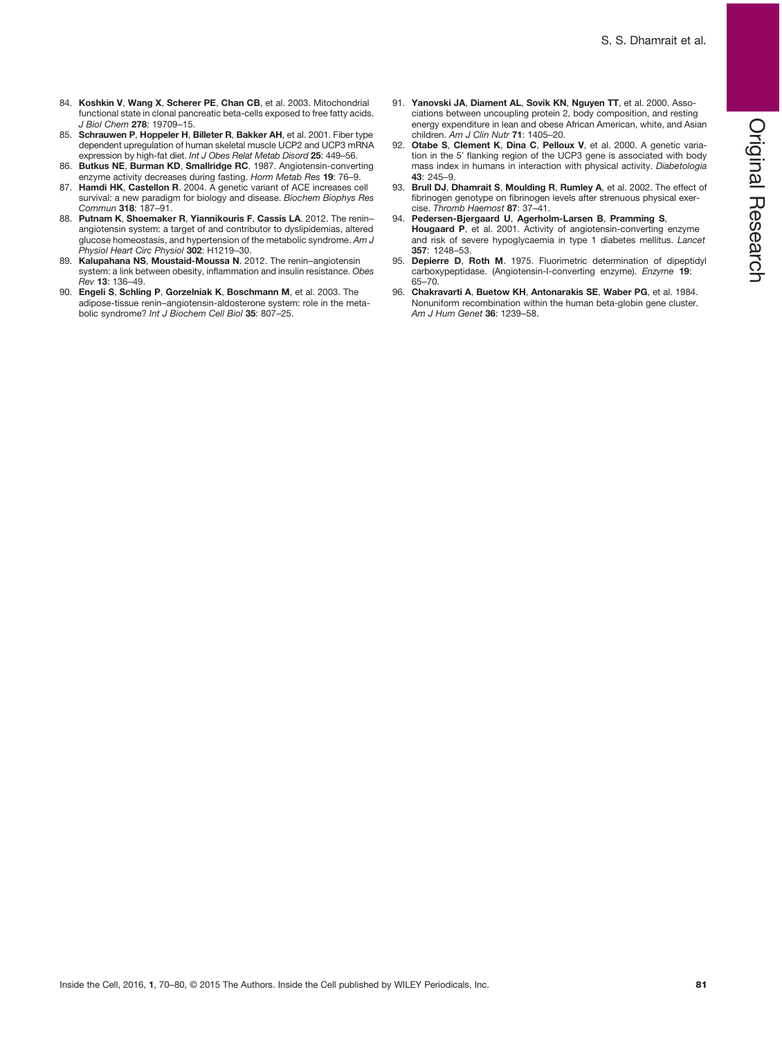84. **Koshkin V**, **Wang X**, **Scherer PE**, **Chan CB**, et al. 2003. Mitochondrial functional state in clonal pancreatic beta-cells exposed to free fatty acids. *J Biol Chem* **278**: 19709–15.
85. **Schrauwen P**, **Hoppeler H**, **Billeter R**, **Bakker AH**, et al. 2001. Fiber type dependent upregulation of human skeletal muscle UCP2 and UCP3 mRNA expression by high-fat diet. *Int J Obes Relat Metab Disord* **25**: 449–56.
86. **Butkus NE**, **Burman KD**, **Smallridge RC**. 1987. Angiotensin-converting enzyme activity decreases during fasting. *Horm Metab Res* **19**: 76–9.
87. **Hamdi HK**, **Castellon R**. 2004. A genetic variant of ACE increases cell survival: a new paradigm for biology and disease. *Biochem Biophys Res Commun* **318**: 187–91.
88. **Putnam K**, **Shoemaker R**, **Yiannikouris F**, **Cassis LA**. 2012. The renin–angiotensin system: a target of and contributor to dyslipidemias, altered glucose homeostasis, and hypertension of the metabolic syndrome. *Am J Physiol Heart Circ Physiol* **302**: H1219–30.
89. **Kalupahana NS**, **Moustaid-Moussa N**. 2012. The renin–angiotensin system: a link between obesity, inflammation and insulin resistance. *Obes Rev* **13**: 136–49.
90. **Engeli S**, **Schling P**, **Gorzelniak K**, **Boschmann M**, et al. 2003. The adipose-tissue renin–angiotensin-aldosterone system: role in the metabolic syndrome? *Int J Biochem Cell Biol* **35**: 807–25.
91. **Yanovski JA**, **Diament AL**, **Sovik KN**, **Nguyen TT**, et al. 2000. Associations between uncoupling protein 2, body composition, and resting energy expenditure in lean and obese African American, white, and Asian children. *Am J Clin Nutr* **71**: 1405–20.
92. **Otabe S**, **Clement K**, **Dina C**, **Pelloux V**, et al. 2000. A genetic variation in the 5′ flanking region of the UCP3 gene is associated with body mass index in humans in interaction with physical activity. *Diabetologia* **43**: 245–9.
93. **Brull DJ**, **Dhamrait S**, **Moulding R**, **Rumley A**, et al. 2002. The effect of fibrinogen genotype on fibrinogen levels after strenuous physical exercise. *Thromb Haemost* **87**: 37–41.
94. **Pedersen-Bjergaard U**, **Agerholm-Larsen B**, **Pramming S**, **Hougaard P**, et al. 2001. Activity of angiotensin-converting enzyme and risk of severe hypoglycaemia in type 1 diabetes mellitus. *Lancet* **357**: 1248–53.
95. **Depierre D**, **Roth M**. 1975. Fluorimetric determination of dipeptidyl carboxypeptidase. (Angiotensin-I-converting enzyme). *Enzyme* **19**: 65–70.
96. **Chakravarti A**, **Buetow KH**, **Antonarakis SE**, **Waber PG**, et al. 1984. Nonuniform recombination within the human beta-globin gene cluster. *Am J Hum Genet* **36**: 1239–58.